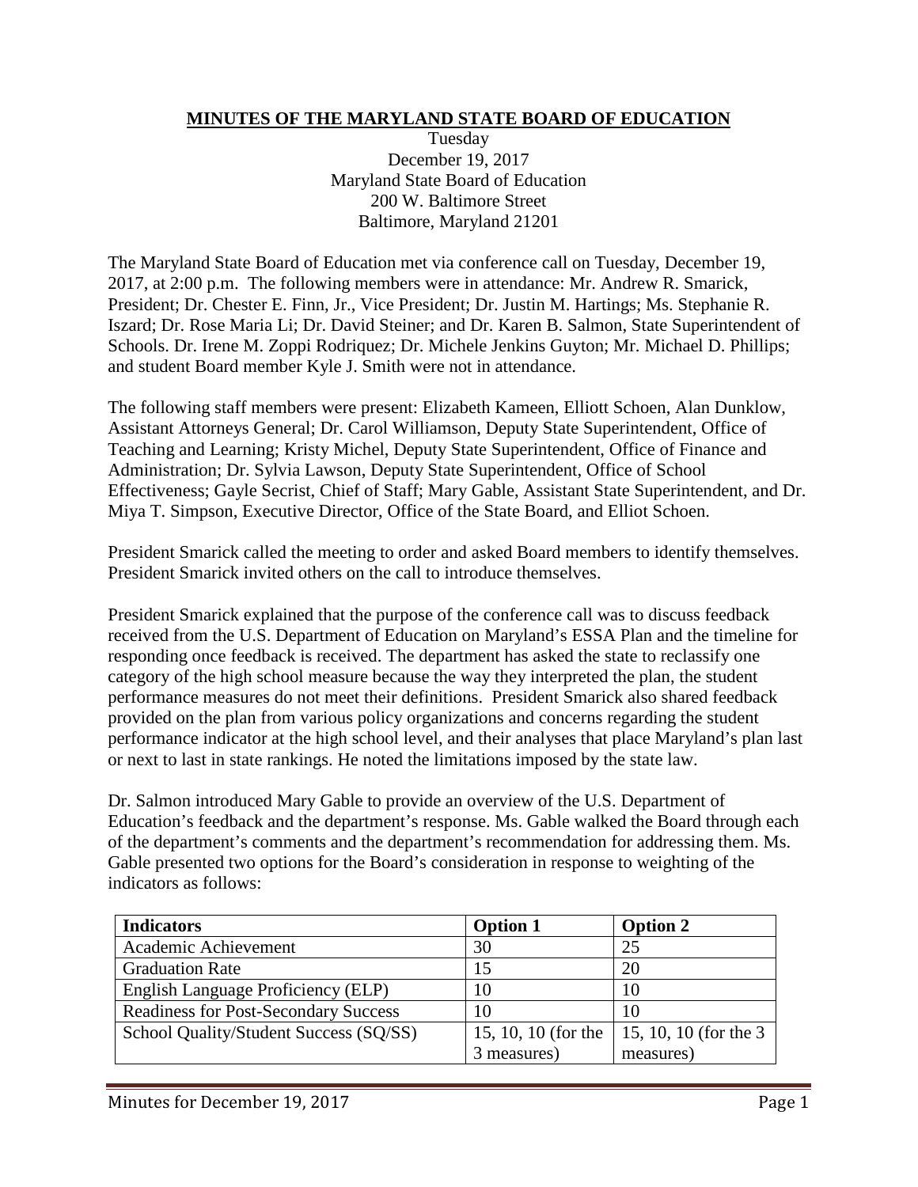**MINUTES OF THE MARYLAND STATE BOARD OF EDUCATION**

Tuesday
December 19, 2017
Maryland State Board of Education
200 W. Baltimore Street
Baltimore, Maryland 21201

The Maryland State Board of Education met via conference call on Tuesday, December 19, 2017, at 2:00 p.m. The following members were in attendance: Mr. Andrew R. Smarick, President; Dr. Chester E. Finn, Jr., Vice President; Dr. Justin M. Hartings; Ms. Stephanie R. Iszard; Dr. Rose Maria Li; Dr. David Steiner; and Dr. Karen B. Salmon, State Superintendent of Schools. Dr. Irene M. Zoppi Rodriquez; Dr. Michele Jenkins Guyton; Mr. Michael D. Phillips; and student Board member Kyle J. Smith were not in attendance.

The following staff members were present: Elizabeth Kameen, Elliott Schoen, Alan Dunklow, Assistant Attorneys General; Dr. Carol Williamson, Deputy State Superintendent, Office of Teaching and Learning; Kristy Michel, Deputy State Superintendent, Office of Finance and Administration; Dr. Sylvia Lawson, Deputy State Superintendent, Office of School Effectiveness; Gayle Secrist, Chief of Staff; Mary Gable, Assistant State Superintendent, and Dr. Miya T. Simpson, Executive Director, Office of the State Board, and Elliot Schoen.

President Smarick called the meeting to order and asked Board members to identify themselves. President Smarick invited others on the call to introduce themselves.

President Smarick explained that the purpose of the conference call was to discuss feedback received from the U.S. Department of Education on Maryland's ESSA Plan and the timeline for responding once feedback is received. The department has asked the state to reclassify one category of the high school measure because the way they interpreted the plan, the student performance measures do not meet their definitions. President Smarick also shared feedback provided on the plan from various policy organizations and concerns regarding the student performance indicator at the high school level, and their analyses that place Maryland's plan last or next to last in state rankings. He noted the limitations imposed by the state law.

Dr. Salmon introduced Mary Gable to provide an overview of the U.S. Department of Education's feedback and the department's response. Ms. Gable walked the Board through each of the department's comments and the department's recommendation for addressing them. Ms. Gable presented two options for the Board's consideration in response to weighting of the indicators as follows:

| Indicators | Option 1 | Option 2 |
|---|---|---|
| Academic Achievement | 30 | 25 |
| Graduation Rate | 15 | 20 |
| English Language Proficiency (ELP) | 10 | 10 |
| Readiness for Post-Secondary Success | 10 | 10 |
| School Quality/Student Success (SQ/SS) | 15, 10, 10 (for the 3 measures) | 15, 10, 10 (for the 3 measures) |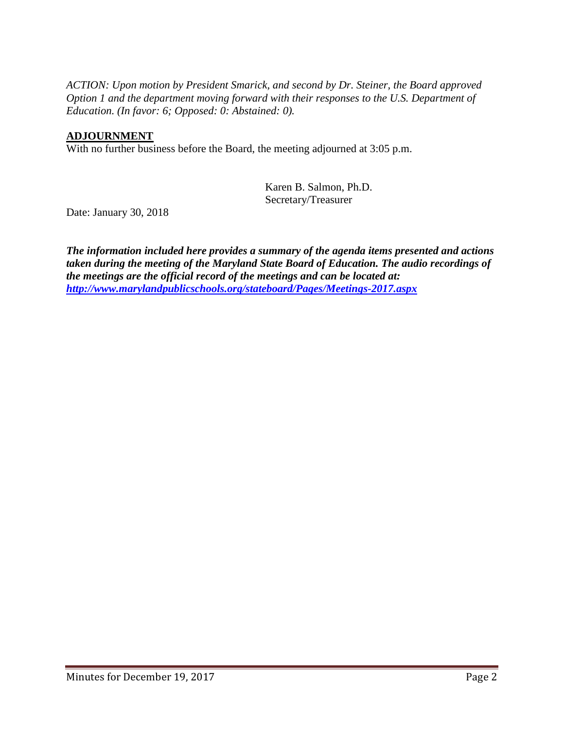*ACTION: Upon motion by President Smarick, and second by Dr. Steiner, the Board approved Option 1 and the department moving forward with their responses to the U.S. Department of Education. (In favor: 6; Opposed: 0: Abstained: 0).*

**ADJOURNMENT**

With no further business before the Board, the meeting adjourned at 3:05 p.m.

Karen B. Salmon, Ph.D.
Secretary/Treasurer

Date: January 30, 2018

***The information included here provides a summary of the agenda items presented and actions taken during the meeting of the Maryland State Board of Education. The audio recordings of the meetings are the official record of the meetings and can be located at: http://www.marylandpublicschools.org/stateboard/Pages/Meetings-2017.aspx***